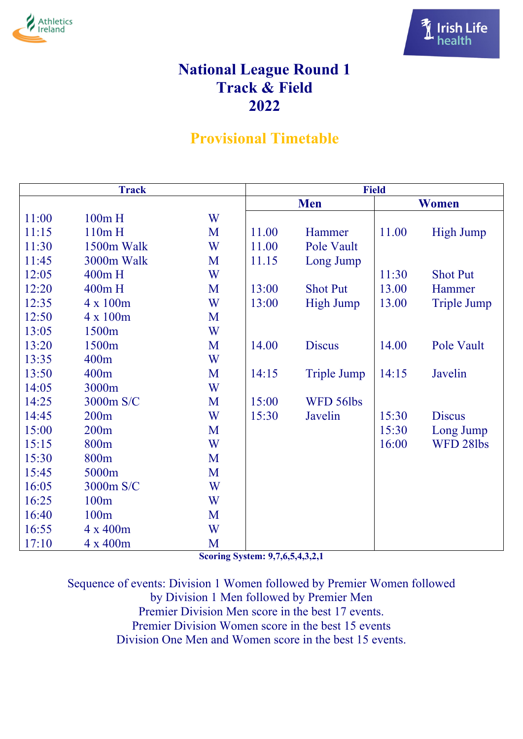# National League Round 1
# Track & Field
# 2022

## Provisional Timetable

| Track | | | Field | | | |
|---|---|---|---|---|---|---|
| | | | Men | | Women | |
| 11:00 | 100m H | W | | | | |
| 11:15 | 110m H | M | 11.00 | Hammer | 11.00 | High Jump |
| 11:30 | 1500m Walk | W | 11.00 | Pole Vault | | |
| 11:45 | 3000m Walk | M | 11.15 | Long Jump | | |
| 12:05 | 400m H | W | | | 11:30 | Shot Put |
| 12:20 | 400m H | M | 13:00 | Shot Put | 13.00 | Hammer |
| 12:35 | 4 x 100m | W | 13:00 | High Jump | 13.00 | Triple Jump |
| 12:50 | 4 x 100m | M | | | | |
| 13:05 | 1500m | W | | | | |
| 13:20 | 1500m | M | 14.00 | Discus | 14.00 | Pole Vault |
| 13:35 | 400m | W | | | | |
| 13:50 | 400m | M | 14:15 | Triple Jump | 14:15 | Javelin |
| 14:05 | 3000m | W | | | | |
| 14:25 | 3000m S/C | M | 15:00 | WFD 56lbs | | |
| 14:45 | 200m | W | 15:30 | Javelin | 15:30 | Discus |
| 15:00 | 200m | M | | | 15:30 | Long Jump |
| 15:15 | 800m | W | | | 16:00 | WFD 28lbs |
| 15:30 | 800m | M | | | | |
| 15:45 | 5000m | M | | | | |
| 16:05 | 3000m S/C | W | | | | |
| 16:25 | 100m | W | | | | |
| 16:40 | 100m | M | | | | |
| 16:55 | 4 x 400m | W | | | | |
| 17:10 | 4 x 400m | M | | | | |

**Scoring System: 9,7,6,5,4,3,2,1**

Sequence of events: Division 1 Women followed by Premier Women followed by Division 1 Men followed by Premier Men

Premier Division Men score in the best 17 events.

Premier Division Women score in the best 15 events

Division One Men and Women score in the best 15 events.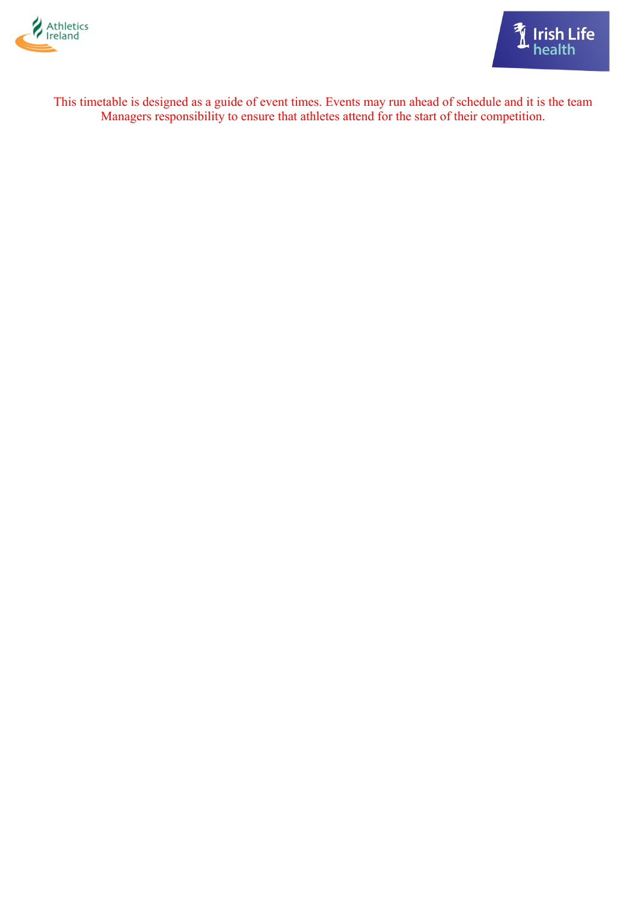This timetable is designed as a guide of event times. Events may run ahead of schedule and it is the team Managers responsibility to ensure that athletes attend for the start of their competition.